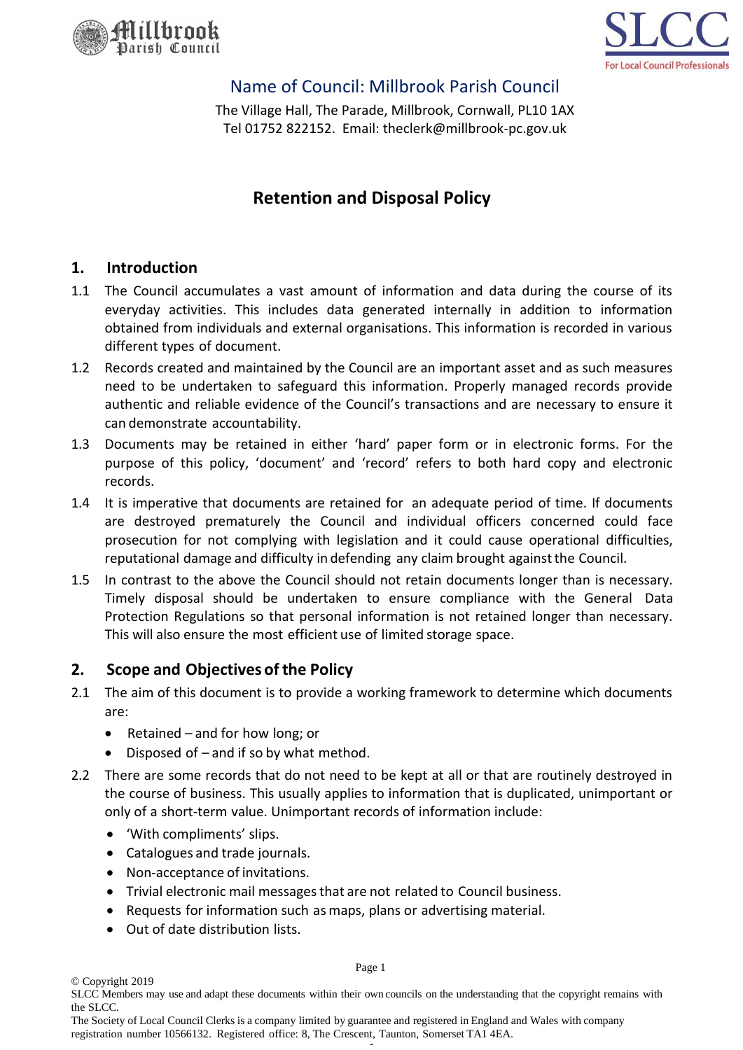Name of Council: Millbrook Parish Council

The Village Hall, The Parade, Millbrook, Cornwall, PL10 1AX
Tel 01752 822152. Email: theclerk@millbrook-pc.gov.uk

# Retention and Disposal Policy

## 1. Introduction

1.1 The Council accumulates a vast amount of information and data during the course of its everyday activities. This includes data generated internally in addition to information obtained from individuals and external organisations. This information is recorded in various different types of document.

1.2 Records created and maintained by the Council are an important asset and as such measures need to be undertaken to safeguard this information. Properly managed records provide authentic and reliable evidence of the Council's transactions and are necessary to ensure it can demonstrate accountability.

1.3 Documents may be retained in either 'hard' paper form or in electronic forms. For the purpose of this policy, 'document' and 'record' refers to both hard copy and electronic records.

1.4 It is imperative that documents are retained for an adequate period of time. If documents are destroyed prematurely the Council and individual officers concerned could face prosecution for not complying with legislation and it could cause operational difficulties, reputational damage and difficulty in defending any claim brought against the Council.

1.5 In contrast to the above the Council should not retain documents longer than is necessary. Timely disposal should be undertaken to ensure compliance with the General Data Protection Regulations so that personal information is not retained longer than necessary. This will also ensure the most efficient use of limited storage space.

## 2. Scope and Objectives of the Policy

2.1 The aim of this document is to provide a working framework to determine which documents are:

- Retained – and for how long; or
- Disposed of – and if so by what method.

2.2 There are some records that do not need to be kept at all or that are routinely destroyed in the course of business. This usually applies to information that is duplicated, unimportant or only of a short-term value. Unimportant records of information include:

- 'With compliments' slips.
- Catalogues and trade journals.
- Non-acceptance of invitations.
- Trivial electronic mail messages that are not related to Council business.
- Requests for information such as maps, plans or advertising material.
- Out of date distribution lists.

© Copyright 2019
SLCC Members may use and adapt these documents within their own councils on the understanding that the copyright remains with the SLCC.
The Society of Local Council Clerks is a company limited by guarantee and registered in England and Wales with company registration number 10566132. Registered office: 8, The Crescent, Taunton, Somerset TA1 4EA.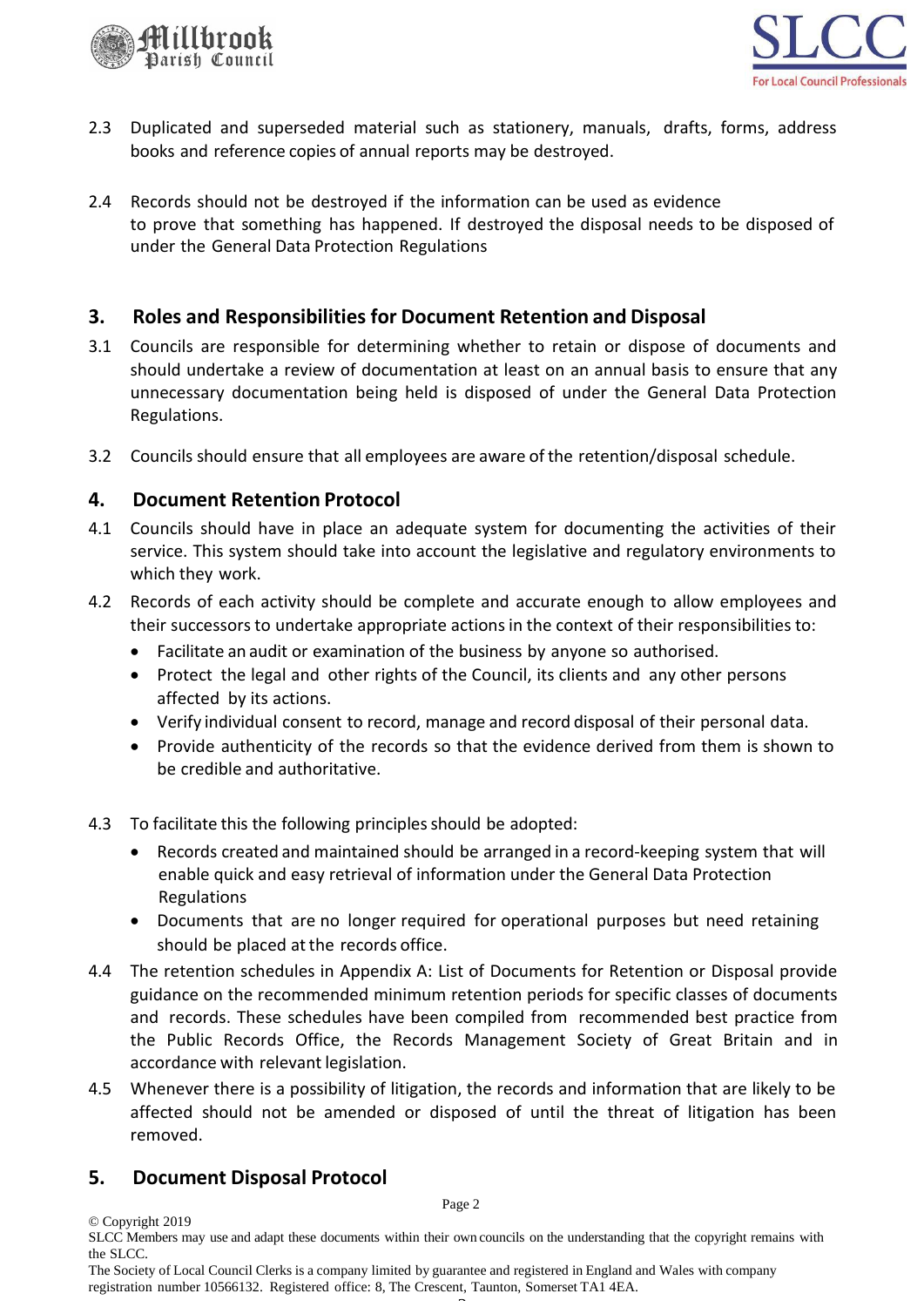2.3 Duplicated and superseded material such as stationery, manuals, drafts, forms, address books and reference copies of annual reports may be destroyed.

2.4 Records should not be destroyed if the information can be used as evidence to prove that something has happened. If destroyed the disposal needs to be disposed of under the General Data Protection Regulations

## 3. Roles and Responsibilities for Document Retention and Disposal

3.1 Councils are responsible for determining whether to retain or dispose of documents and should undertake a review of documentation at least on an annual basis to ensure that any unnecessary documentation being held is disposed of under the General Data Protection Regulations.

3.2 Councils should ensure that all employees are aware of the retention/disposal schedule.

## 4. Document Retention Protocol

4.1 Councils should have in place an adequate system for documenting the activities of their service. This system should take into account the legislative and regulatory environments to which they work.

4.2 Records of each activity should be complete and accurate enough to allow employees and their successors to undertake appropriate actions in the context of their responsibilities to:

- Facilitate an audit or examination of the business by anyone so authorised.
- Protect the legal and other rights of the Council, its clients and any other persons affected by its actions.
- Verify individual consent to record, manage and record disposal of their personal data.
- Provide authenticity of the records so that the evidence derived from them is shown to be credible and authoritative.

4.3 To facilitate this the following principles should be adopted:

- Records created and maintained should be arranged in a record-keeping system that will enable quick and easy retrieval of information under the General Data Protection Regulations
- Documents that are no longer required for operational purposes but need retaining should be placed at the records office.

4.4 The retention schedules in Appendix A: List of Documents for Retention or Disposal provide guidance on the recommended minimum retention periods for specific classes of documents and records. These schedules have been compiled from recommended best practice from the Public Records Office, the Records Management Society of Great Britain and in accordance with relevant legislation.

4.5 Whenever there is a possibility of litigation, the records and information that are likely to be affected should not be amended or disposed of until the threat of litigation has been removed.

## 5. Document Disposal Protocol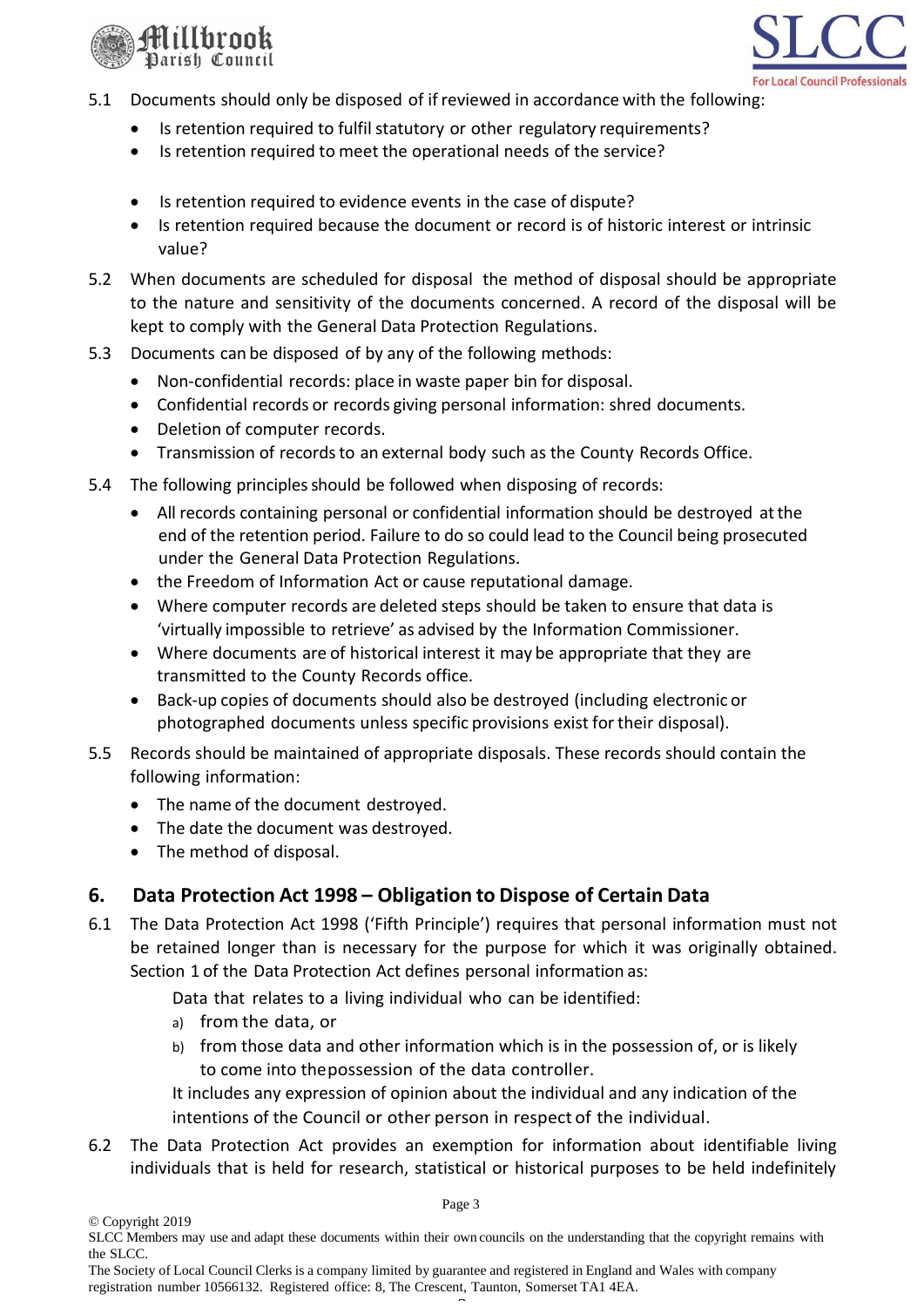5.1 Documents should only be disposed of if reviewed in accordance with the following:

- Is retention required to fulfil statutory or other regulatory requirements?
- Is retention required to meet the operational needs of the service?
- Is retention required to evidence events in the case of dispute?
- Is retention required because the document or record is of historic interest or intrinsic value?

5.2 When documents are scheduled for disposal the method of disposal should be appropriate to the nature and sensitivity of the documents concerned. A record of the disposal will be kept to comply with the General Data Protection Regulations.

5.3 Documents can be disposed of by any of the following methods:

- Non-confidential records: place in waste paper bin for disposal.
- Confidential records or records giving personal information: shred documents.
- Deletion of computer records.
- Transmission of records to an external body such as the County Records Office.

5.4 The following principles should be followed when disposing of records:

- All records containing personal or confidential information should be destroyed at the end of the retention period. Failure to do so could lead to the Council being prosecuted under the General Data Protection Regulations.
- the Freedom of Information Act or cause reputational damage.
- Where computer records are deleted steps should be taken to ensure that data is 'virtually impossible to retrieve' as advised by the Information Commissioner.
- Where documents are of historical interest it may be appropriate that they are transmitted to the County Records office.
- Back-up copies of documents should also be destroyed (including electronic or photographed documents unless specific provisions exist for their disposal).

5.5 Records should be maintained of appropriate disposals. These records should contain the following information:

- The name of the document destroyed.
- The date the document was destroyed.
- The method of disposal.

## 6. Data Protection Act 1998 – Obligation to Dispose of Certain Data

6.1 The Data Protection Act 1998 ('Fifth Principle') requires that personal information must not be retained longer than is necessary for the purpose for which it was originally obtained. Section 1 of the Data Protection Act defines personal information as:

Data that relates to a living individual who can be identified:

a) from the data, or
b) from those data and other information which is in the possession of, or is likely to come into the possession of the data controller.

It includes any expression of opinion about the individual and any indication of the intentions of the Council or other person in respect of the individual.

6.2 The Data Protection Act provides an exemption for information about identifiable living individuals that is held for research, statistical or historical purposes to be held indefinitely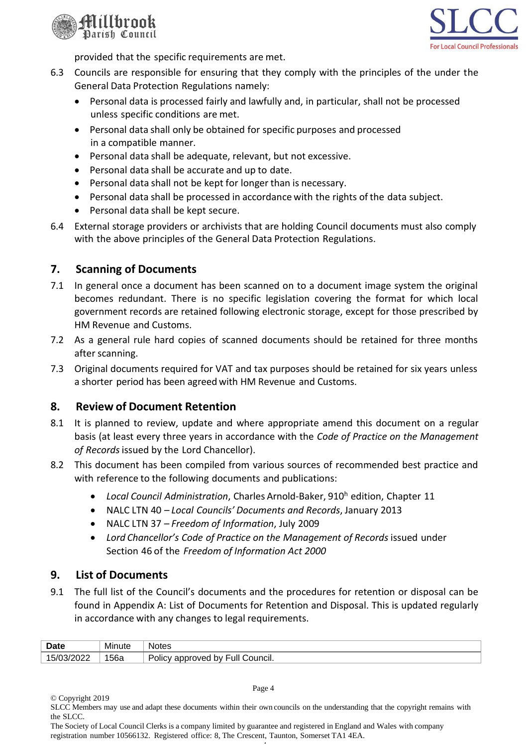provided that the specific requirements are met.

6.3 Councils are responsible for ensuring that they comply with the principles of the under the General Data Protection Regulations namely:

- Personal data is processed fairly and lawfully and, in particular, shall not be processed unless specific conditions are met.
- Personal data shall only be obtained for specific purposes and processed in a compatible manner.
- Personal data shall be adequate, relevant, but not excessive.
- Personal data shall be accurate and up to date.
- Personal data shall not be kept for longer than is necessary.
- Personal data shall be processed in accordance with the rights of the data subject.
- Personal data shall be kept secure.

6.4 External storage providers or archivists that are holding Council documents must also comply with the above principles of the General Data Protection Regulations.

## 7. Scanning of Documents

7.1 In general once a document has been scanned on to a document image system the original becomes redundant. There is no specific legislation covering the format for which local government records are retained following electronic storage, except for those prescribed by HM Revenue and Customs.

7.2 As a general rule hard copies of scanned documents should be retained for three months after scanning.

7.3 Original documents required for VAT and tax purposes should be retained for six years unless a shorter period has been agreed with HM Revenue and Customs.

## 8. Review of Document Retention

8.1 It is planned to review, update and where appropriate amend this document on a regular basis (at least every three years in accordance with the *Code of Practice on the Management of Records* issued by the Lord Chancellor).

8.2 This document has been compiled from various sources of recommended best practice and with reference to the following documents and publications:

- *Local Council Administration*, Charles Arnold-Baker, 910h edition, Chapter 11
- NALC LTN 40 – *Local Councils' Documents and Records*, January 2013
- NALC LTN 37 – *Freedom of Information*, July 2009
- *Lord Chancellor's Code of Practice on the Management of Records* issued under Section 46 of the *Freedom of Information Act 2000*

## 9. List of Documents

9.1 The full list of the Council's documents and the procedures for retention or disposal can be found in Appendix A: List of Documents for Retention and Disposal. This is updated regularly in accordance with any changes to legal requirements.

| Date | Minute | Notes |
|---|---|---|
| 15/03/2022 | 156a | Policy approved by Full Council. |

© Copyright 2019
SLCC Members may use and adapt these documents within their own councils on the understanding that the copyright remains with the SLCC.
The Society of Local Council Clerks is a company limited by guarantee and registered in England and Wales with company registration number 10566132. Registered office: 8, The Crescent, Taunton, Somerset TA1 4EA.